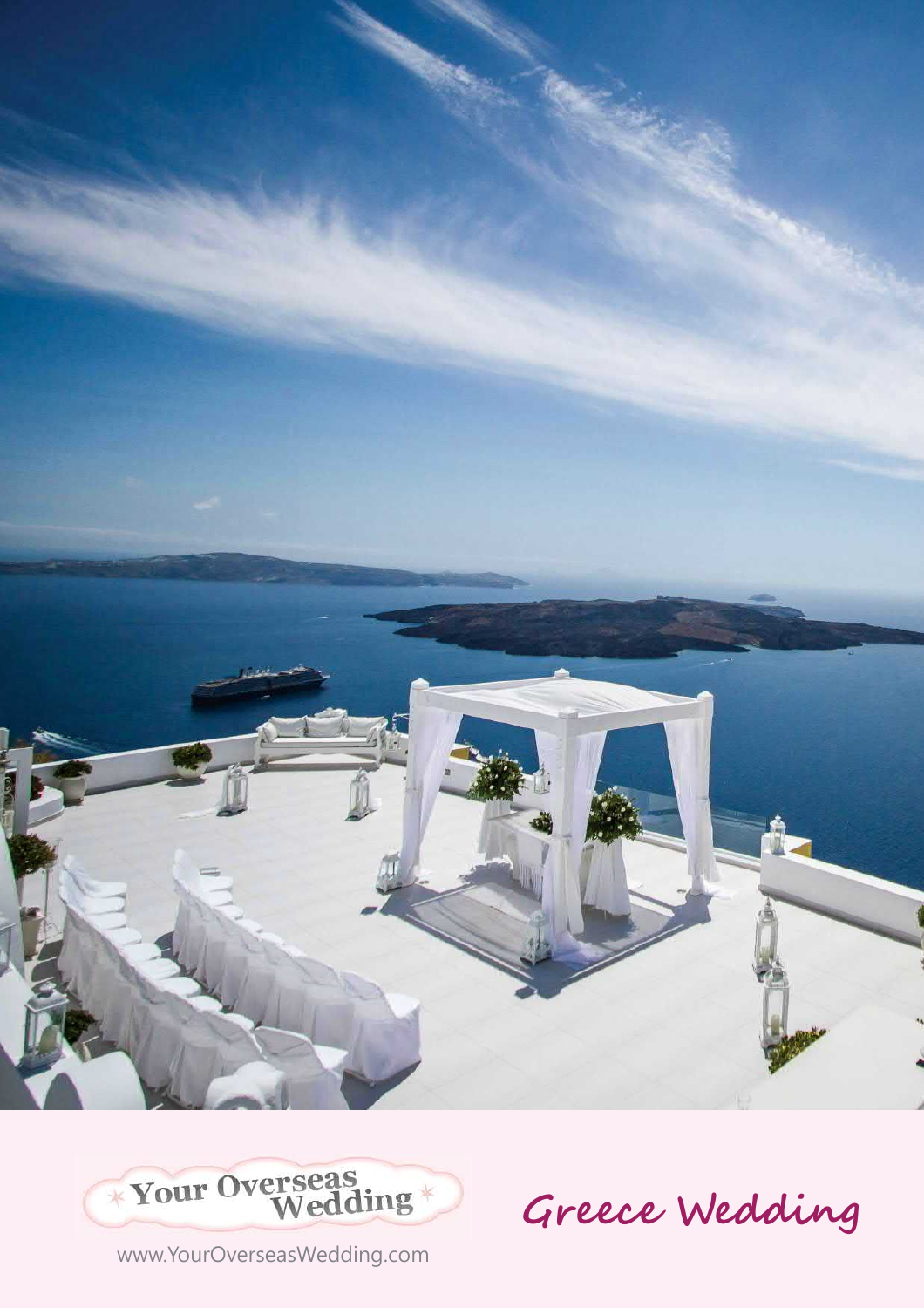Your Overseas Wedding

# Greece Wedding

www.YourOverseasWedding.com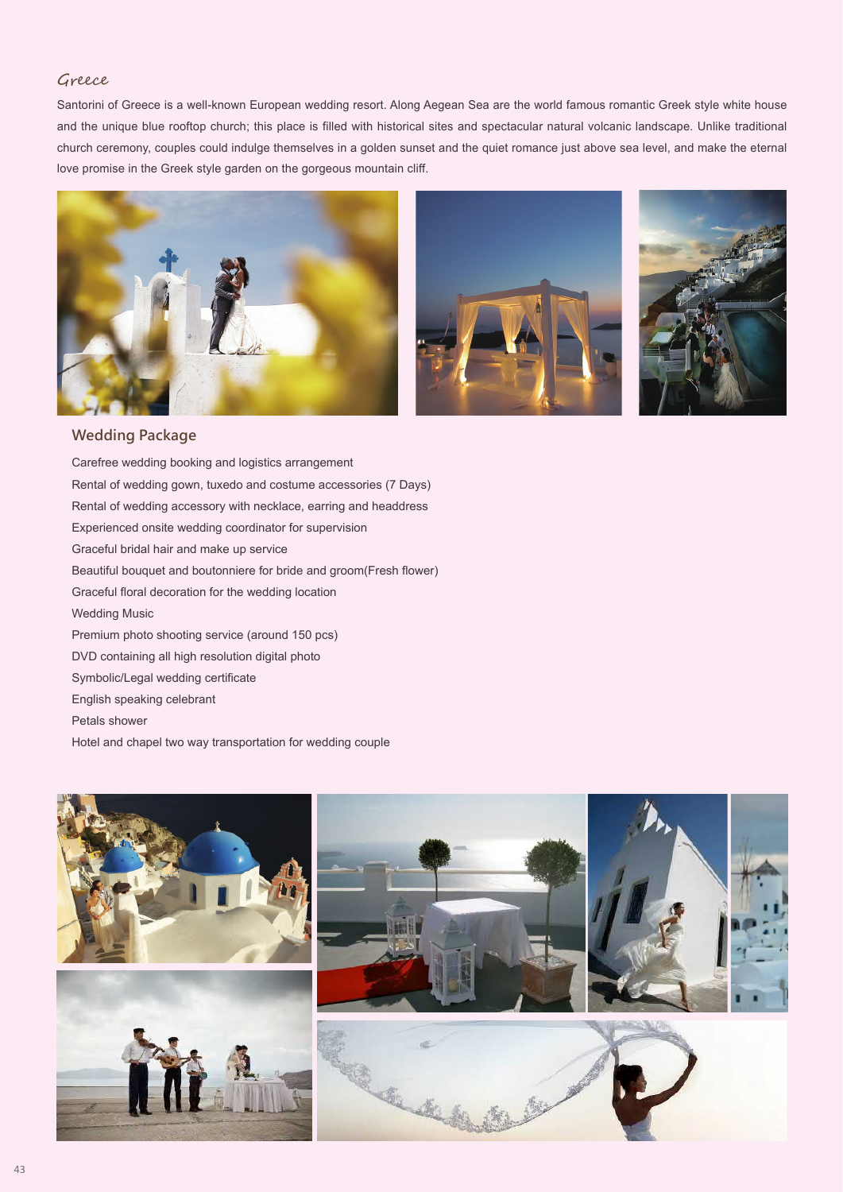## Greece

Santorini of Greece is a well-known European wedding resort. Along Aegean Sea are the world famous romantic Greek style white house and the unique blue rooftop church; this place is filled with historical sites and spectacular natural volcanic landscape. Unlike traditional church ceremony, couples could indulge themselves in a golden sunset and the quiet romance just above sea level, and make the eternal love promise in the Greek style garden on the gorgeous mountain cliff.

### Wedding Package

Carefree wedding booking and logistics arrangement
Rental of wedding gown, tuxedo and costume accessories (7 Days)
Rental of wedding accessory with necklace, earring and headdress
Experienced onsite wedding coordinator for supervision
Graceful bridal hair and make up service
Beautiful bouquet and boutonniere for bride and groom(Fresh flower)
Graceful floral decoration for the wedding location
Wedding Music
Premium photo shooting service (around 150 pcs)
DVD containing all high resolution digital photo
Symbolic/Legal wedding certificate
English speaking celebrant
Petals shower
Hotel and chapel two way transportation for wedding couple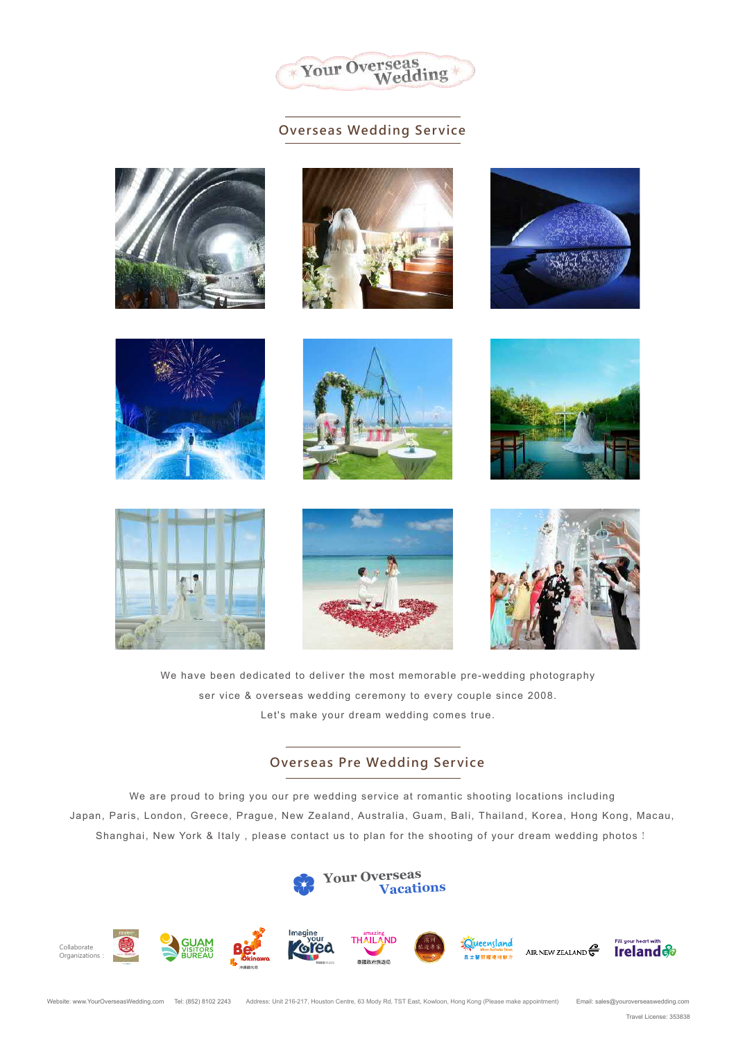Your Overseas Wedding

## Overseas Wedding Service

We have been dedicated to deliver the most memorable pre-wedding photography ser vice & overseas wedding ceremony to every couple since 2008.
Let's make your dream wedding comes true.

## Overseas Pre Wedding Service

We are proud to bring you our pre wedding service at romantic shooting locations including Japan, Paris, London, Greece, Prague, New Zealand, Australia, Guam, Bali, Thailand, Korea, Hong Kong, Macau, Shanghai, New York & Italy , please contact us to plan for the shooting of your dream wedding photos！

Your Overseas Vacations

Collaborate Organizations :

Website: www.YourOverseasWedding.com Tel: (852) 8102 2243 Address: Unit 216-217, Houston Centre, 63 Mody Rd, TST East, Kowloon, Hong Kong (Please make appointment) Email: sales@youroverseaswedding.com

Travel License: 353838